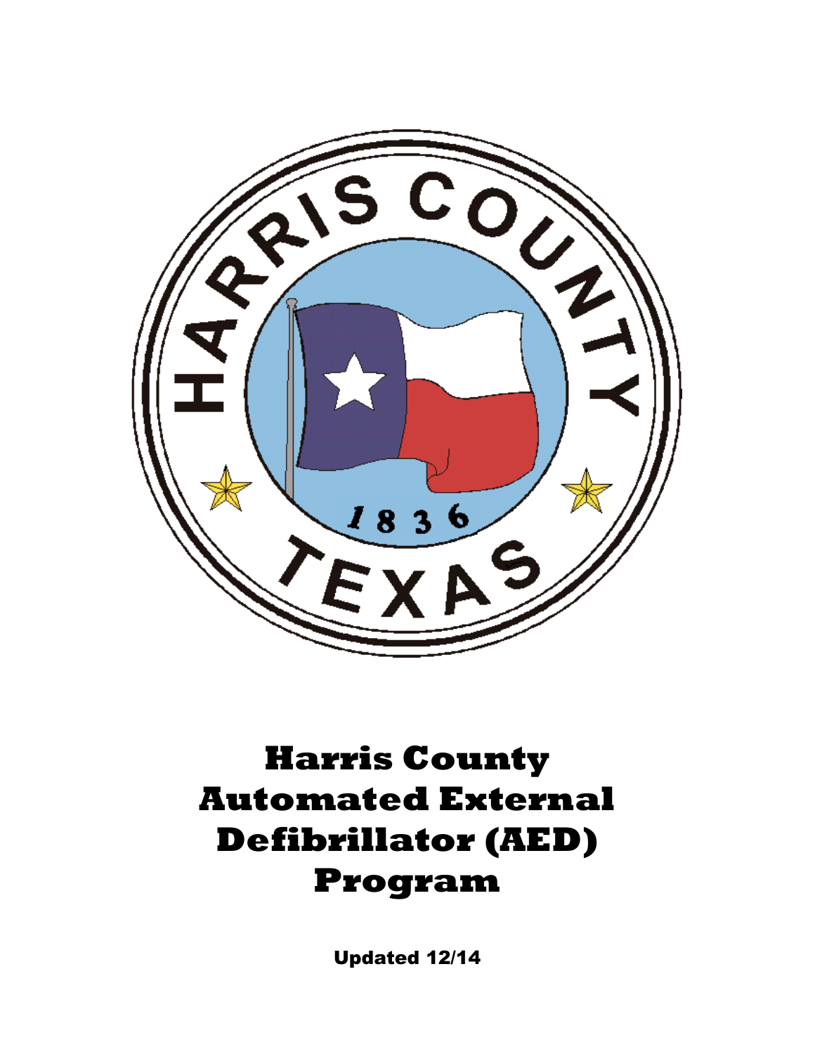# Harris County Automated External Defibrillator (AED) Program

Updated 12/14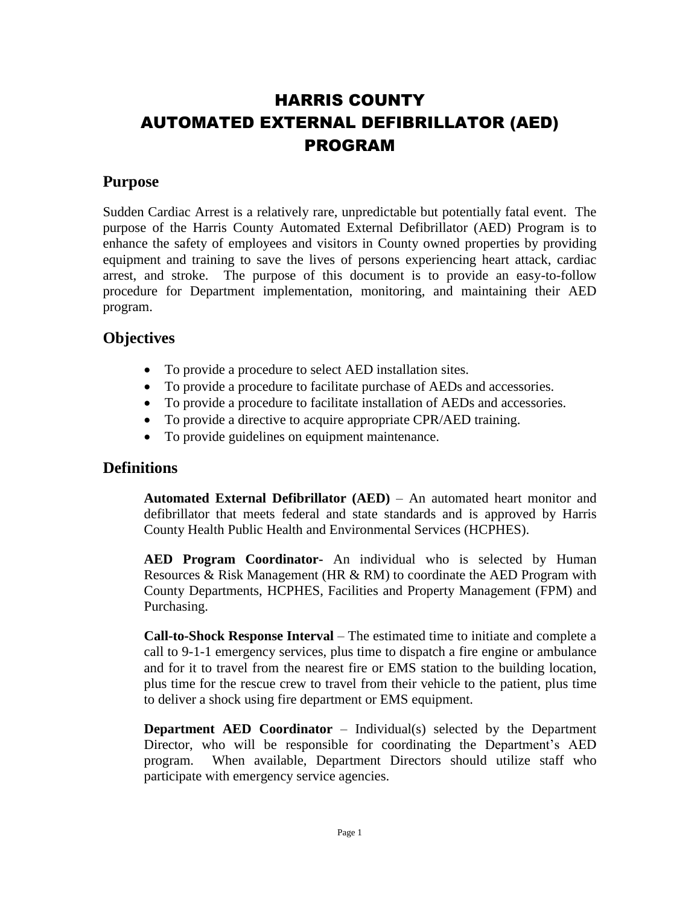# HARRIS COUNTY AUTOMATED EXTERNAL DEFIBRILLATOR (AED) PROGRAM

## Purpose

Sudden Cardiac Arrest is a relatively rare, unpredictable but potentially fatal event. The purpose of the Harris County Automated External Defibrillator (AED) Program is to enhance the safety of employees and visitors in County owned properties by providing equipment and training to save the lives of persons experiencing heart attack, cardiac arrest, and stroke. The purpose of this document is to provide an easy-to-follow procedure for Department implementation, monitoring, and maintaining their AED program.

## Objectives

- To provide a procedure to select AED installation sites.
- To provide a procedure to facilitate purchase of AEDs and accessories.
- To provide a procedure to facilitate installation of AEDs and accessories.
- To provide a directive to acquire appropriate CPR/AED training.
- To provide guidelines on equipment maintenance.

## Definitions

**Automated External Defibrillator (AED)** – An automated heart monitor and defibrillator that meets federal and state standards and is approved by Harris County Health Public Health and Environmental Services (HCPHES).

**AED Program Coordinator**- An individual who is selected by Human Resources & Risk Management (HR & RM) to coordinate the AED Program with County Departments, HCPHES, Facilities and Property Management (FPM) and Purchasing.

**Call-to-Shock Response Interval** – The estimated time to initiate and complete a call to 9-1-1 emergency services, plus time to dispatch a fire engine or ambulance and for it to travel from the nearest fire or EMS station to the building location, plus time for the rescue crew to travel from their vehicle to the patient, plus time to deliver a shock using fire department or EMS equipment.

**Department AED Coordinator** – Individual(s) selected by the Department Director, who will be responsible for coordinating the Department's AED program. When available, Department Directors should utilize staff who participate with emergency service agencies.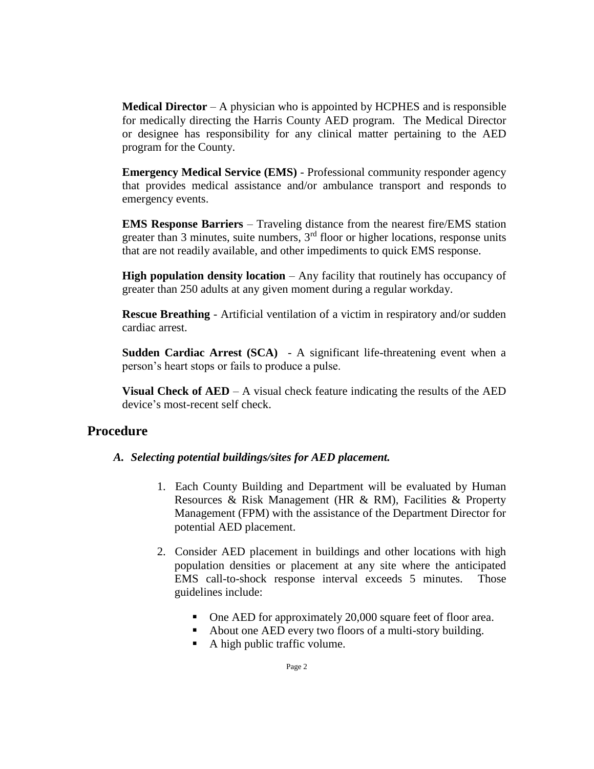**Medical Director** – A physician who is appointed by HCPHES and is responsible for medically directing the Harris County AED program. The Medical Director or designee has responsibility for any clinical matter pertaining to the AED program for the County.

**Emergency Medical Service (EMS)** - Professional community responder agency that provides medical assistance and/or ambulance transport and responds to emergency events.

**EMS Response Barriers** – Traveling distance from the nearest fire/EMS station greater than 3 minutes, suite numbers, 3rd floor or higher locations, response units that are not readily available, and other impediments to quick EMS response.

**High population density location** – Any facility that routinely has occupancy of greater than 250 adults at any given moment during a regular workday.

**Rescue Breathing** - Artificial ventilation of a victim in respiratory and/or sudden cardiac arrest.

**Sudden Cardiac Arrest (SCA)** - A significant life-threatening event when a person's heart stops or fails to produce a pulse.

**Visual Check of AED** – A visual check feature indicating the results of the AED device's most-recent self check.

## Procedure

### *A. Selecting potential buildings/sites for AED placement.*

1. Each County Building and Department will be evaluated by Human Resources & Risk Management (HR & RM), Facilities & Property Management (FPM) with the assistance of the Department Director for potential AED placement.

2. Consider AED placement in buildings and other locations with high population densities or placement at any site where the anticipated EMS call-to-shock response interval exceeds 5 minutes. Those guidelines include:

   - One AED for approximately 20,000 square feet of floor area.
   - About one AED every two floors of a multi-story building.
   - A high public traffic volume.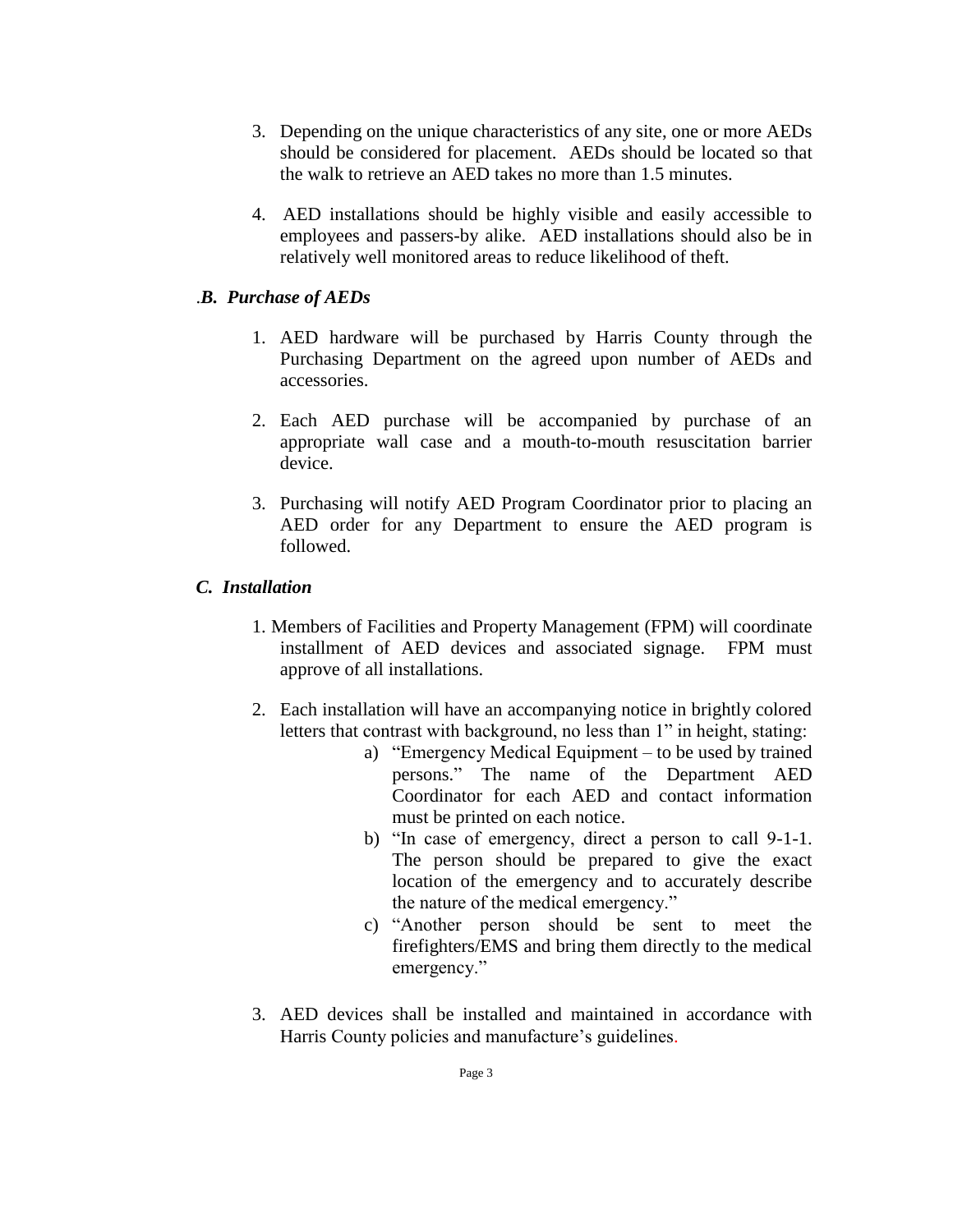3. Depending on the unique characteristics of any site, one or more AEDs should be considered for placement. AEDs should be located so that the walk to retrieve an AED takes no more than 1.5 minutes.

4. AED installations should be highly visible and easily accessible to employees and passers-by alike. AED installations should also be in relatively well monitored areas to reduce likelihood of theft.

### .*B. Purchase of AEDs*

1. AED hardware will be purchased by Harris County through the Purchasing Department on the agreed upon number of AEDs and accessories.

2. Each AED purchase will be accompanied by purchase of an appropriate wall case and a mouth-to-mouth resuscitation barrier device.

3. Purchasing will notify AED Program Coordinator prior to placing an AED order for any Department to ensure the AED program is followed.

### *C. Installation*

1. Members of Facilities and Property Management (FPM) will coordinate installment of AED devices and associated signage. FPM must approve of all installations.

2. Each installation will have an accompanying notice in brightly colored letters that contrast with background, no less than 1" in height, stating:
   a) "Emergency Medical Equipment – to be used by trained persons." The name of the Department AED Coordinator for each AED and contact information must be printed on each notice.
   b) "In case of emergency, direct a person to call 9-1-1. The person should be prepared to give the exact location of the emergency and to accurately describe the nature of the medical emergency."
   c) "Another person should be sent to meet the firefighters/EMS and bring them directly to the medical emergency."

3. AED devices shall be installed and maintained in accordance with Harris County policies and manufacture's guidelines.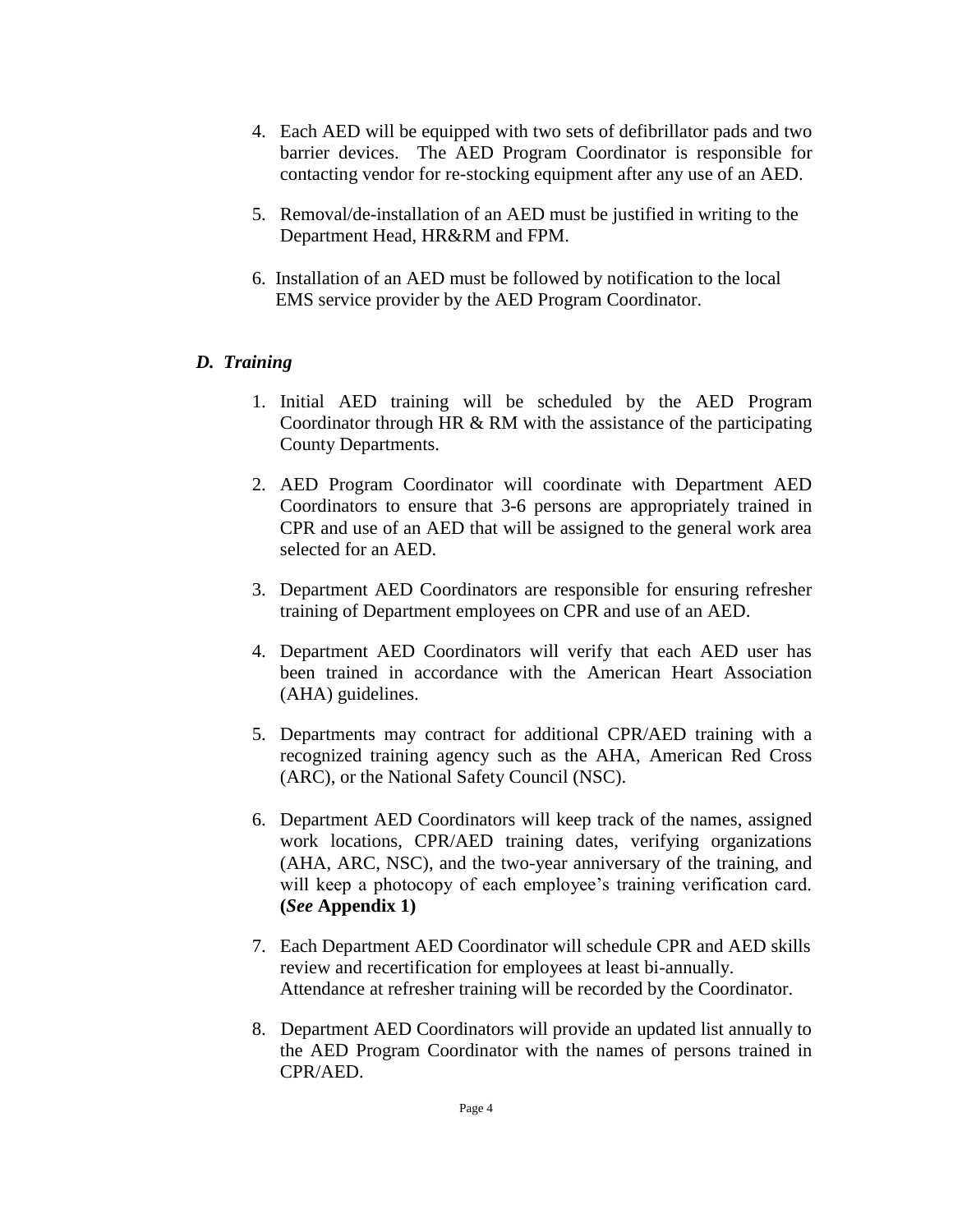4. Each AED will be equipped with two sets of defibrillator pads and two barrier devices. The AED Program Coordinator is responsible for contacting vendor for re-stocking equipment after any use of an AED.

5. Removal/de-installation of an AED must be justified in writing to the Department Head, HR&RM and FPM.

6. Installation of an AED must be followed by notification to the local EMS service provider by the AED Program Coordinator.

### *D. Training*

1. Initial AED training will be scheduled by the AED Program Coordinator through HR & RM with the assistance of the participating County Departments.

2. AED Program Coordinator will coordinate with Department AED Coordinators to ensure that 3-6 persons are appropriately trained in CPR and use of an AED that will be assigned to the general work area selected for an AED.

3. Department AED Coordinators are responsible for ensuring refresher training of Department employees on CPR and use of an AED.

4. Department AED Coordinators will verify that each AED user has been trained in accordance with the American Heart Association (AHA) guidelines.

5. Departments may contract for additional CPR/AED training with a recognized training agency such as the AHA, American Red Cross (ARC), or the National Safety Council (NSC).

6. Department AED Coordinators will keep track of the names, assigned work locations, CPR/AED training dates, verifying organizations (AHA, ARC, NSC), and the two-year anniversary of the training, and will keep a photocopy of each employee's training verification card. **(*See* Appendix 1)**

7. Each Department AED Coordinator will schedule CPR and AED skills review and recertification for employees at least bi-annually. Attendance at refresher training will be recorded by the Coordinator.

8. Department AED Coordinators will provide an updated list annually to the AED Program Coordinator with the names of persons trained in CPR/AED.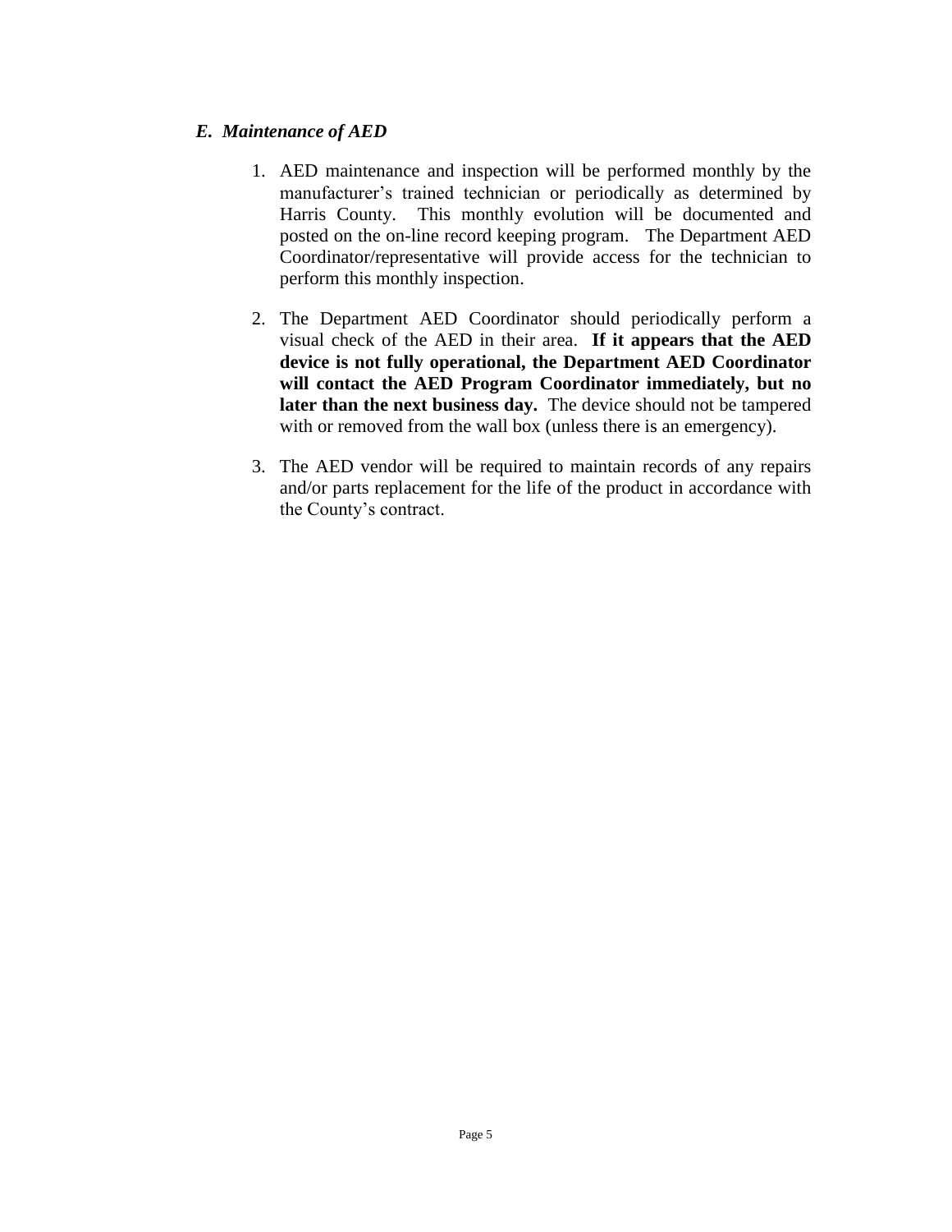### *E. Maintenance of AED*

1. AED maintenance and inspection will be performed monthly by the manufacturer's trained technician or periodically as determined by Harris County. This monthly evolution will be documented and posted on the on-line record keeping program. The Department AED Coordinator/representative will provide access for the technician to perform this monthly inspection.

2. The Department AED Coordinator should periodically perform a visual check of the AED in their area. **If it appears that the AED device is not fully operational, the Department AED Coordinator will contact the AED Program Coordinator immediately, but no later than the next business day.** The device should not be tampered with or removed from the wall box (unless there is an emergency).

3. The AED vendor will be required to maintain records of any repairs and/or parts replacement for the life of the product in accordance with the County's contract.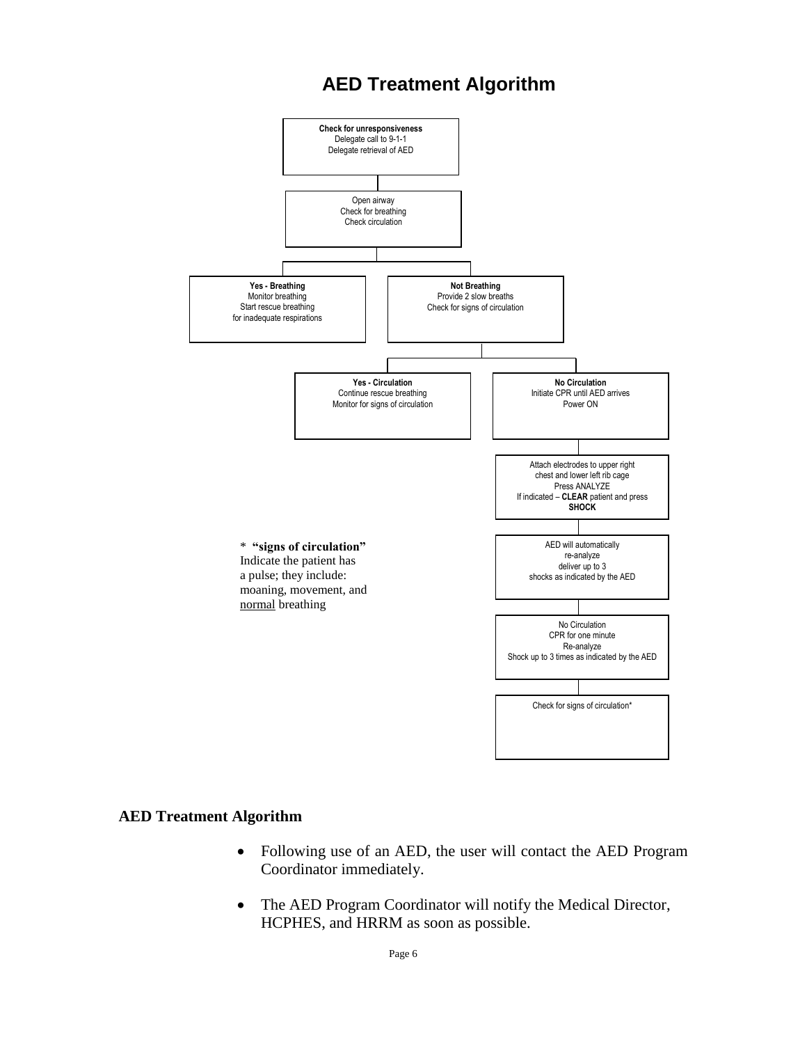# AED Treatment Algorithm

**Check for unresponsiveness**
Delegate call to 9-1-1
Delegate retrieval of AED

Open airway
Check for breathing
Check circulation

**Yes - Breathing**
Monitor breathing
Start rescue breathing for inadequate respirations

**Not Breathing**
Provide 2 slow breaths
Check for signs of circulation

**Yes - Circulation**
Continue rescue breathing
Monitor for signs of circulation

**No Circulation**
Initiate CPR until AED arrives
Power ON

Attach electrodes to upper right chest and lower left rib cage
Press ANALYZE
If indicated – **CLEAR** patient and press **SHOCK**

AED will automatically re-analyze deliver up to 3 shocks as indicated by the AED

No Circulation
CPR for one minute
Re-analyze
Shock up to 3 times as indicated by the AED

Check for signs of circulation*

\* **"signs of circulation"** Indicate the patient has a pulse; they include: moaning, movement, and normal breathing

## AED Treatment Algorithm

- Following use of an AED, the user will contact the AED Program Coordinator immediately.
- The AED Program Coordinator will notify the Medical Director, HCPHES, and HRRM as soon as possible.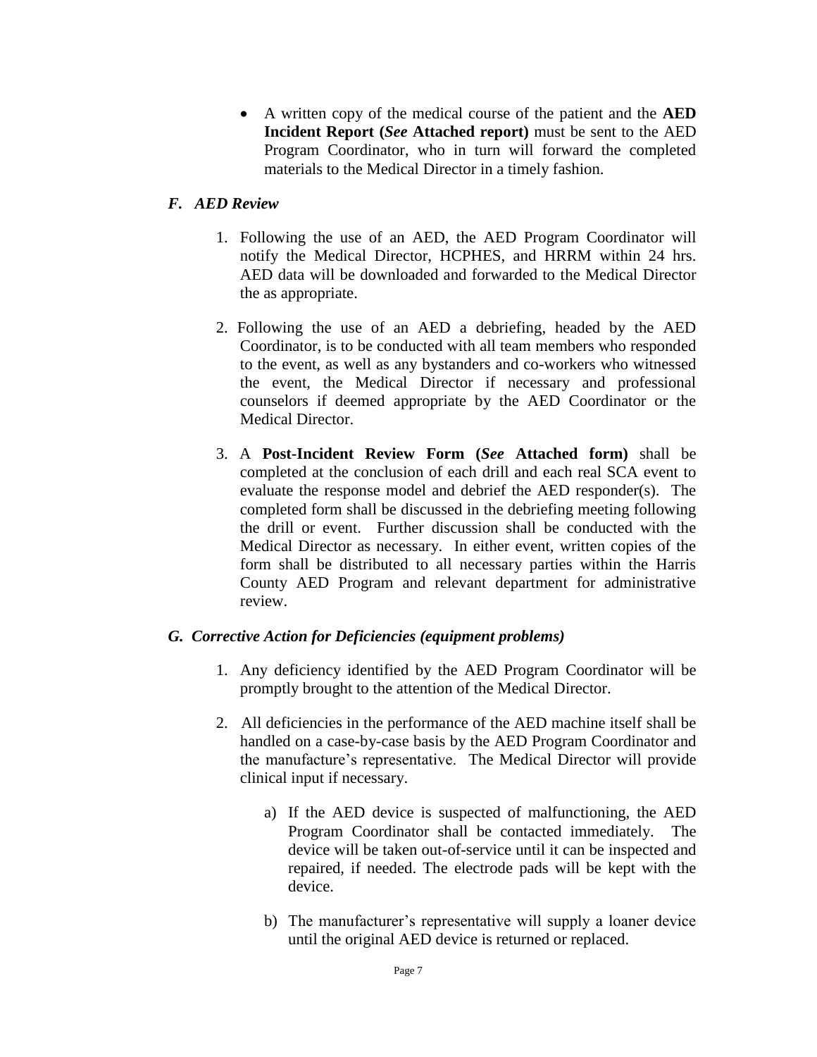- A written copy of the medical course of the patient and the **AED Incident Report (*See* Attached report)** must be sent to the AED Program Coordinator, who in turn will forward the completed materials to the Medical Director in a timely fashion.

### *F. AED Review*

1. Following the use of an AED, the AED Program Coordinator will notify the Medical Director, HCPHES, and HRRM within 24 hrs. AED data will be downloaded and forwarded to the Medical Director the as appropriate.

2. Following the use of an AED a debriefing, headed by the AED Coordinator, is to be conducted with all team members who responded to the event, as well as any bystanders and co-workers who witnessed the event, the Medical Director if necessary and professional counselors if deemed appropriate by the AED Coordinator or the Medical Director.

3. A **Post-Incident Review Form (*See* Attached form)** shall be completed at the conclusion of each drill and each real SCA event to evaluate the response model and debrief the AED responder(s). The completed form shall be discussed in the debriefing meeting following the drill or event. Further discussion shall be conducted with the Medical Director as necessary. In either event, written copies of the form shall be distributed to all necessary parties within the Harris County AED Program and relevant department for administrative review.

### *G. Corrective Action for Deficiencies (equipment problems)*

1. Any deficiency identified by the AED Program Coordinator will be promptly brought to the attention of the Medical Director.

2. All deficiencies in the performance of the AED machine itself shall be handled on a case-by-case basis by the AED Program Coordinator and the manufacture's representative. The Medical Director will provide clinical input if necessary.

   a) If the AED device is suspected of malfunctioning, the AED Program Coordinator shall be contacted immediately. The device will be taken out-of-service until it can be inspected and repaired, if needed. The electrode pads will be kept with the device.

   b) The manufacturer's representative will supply a loaner device until the original AED device is returned or replaced.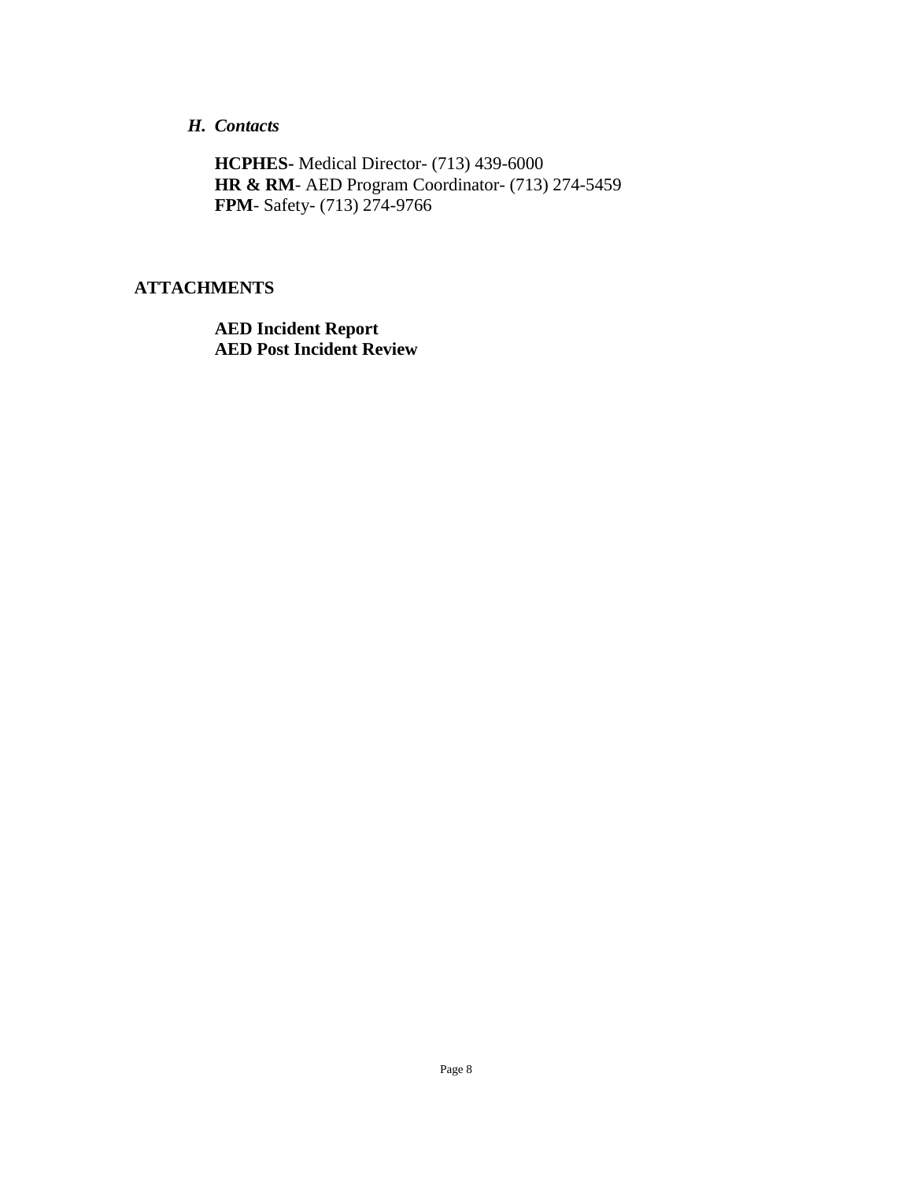### *H. Contacts*

**HCPHES-** Medical Director- (713) 439-6000
**HR & RM**- AED Program Coordinator- (713) 274-5459
**FPM**- Safety- (713) 274-9766

## ATTACHMENTS

**AED Incident Report**
**AED Post Incident Review**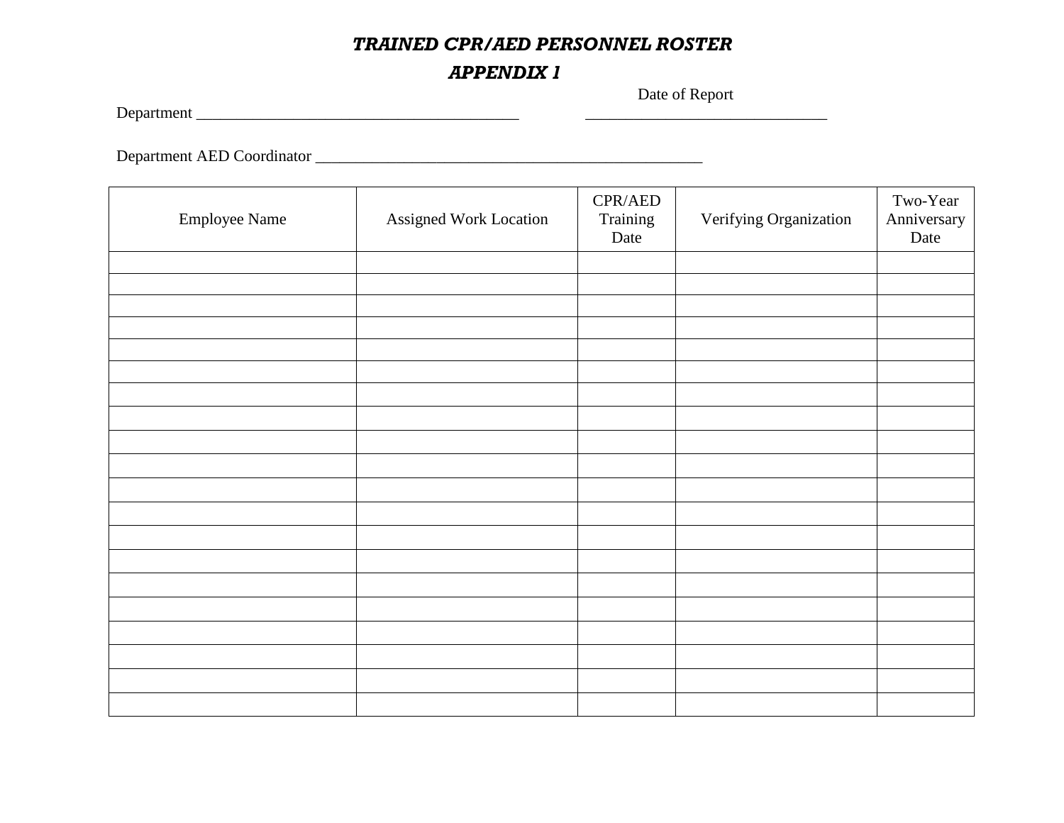# *TRAINED CPR/AED PERSONNEL ROSTER*

## *APPENDIX 1*

Department ________________________________________ Date of Report ______________________________

Department AED Coordinator ________________________________________________

| Employee Name | Assigned Work Location | CPR/AED Training Date | Verifying Organization | Two-Year Anniversary Date |
|---|---|---|---|---|
| | | | | |
| | | | | |
| | | | | |
| | | | | |
| | | | | |
| | | | | |
| | | | | |
| | | | | |
| | | | | |
| | | | | |
| | | | | |
| | | | | |
| | | | | |
| | | | | |
| | | | | |
| | | | | |
| | | | | |
| | | | | |
| | | | | |
| | | | | |